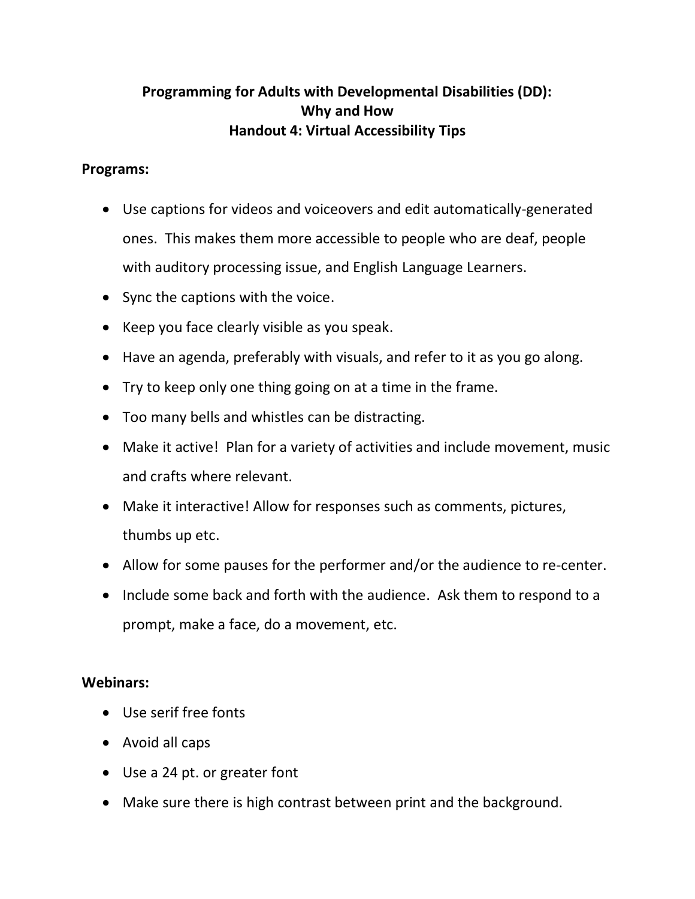# Programming for Adults with Developmental Disabilities (DD):
# Why and How
## Handout 4: Virtual Accessibility Tips

**Programs:**

- Use captions for videos and voiceovers and edit automatically-generated ones. This makes them more accessible to people who are deaf, people with auditory processing issue, and English Language Learners.
- Sync the captions with the voice.
- Keep you face clearly visible as you speak.
- Have an agenda, preferably with visuals, and refer to it as you go along.
- Try to keep only one thing going on at a time in the frame.
- Too many bells and whistles can be distracting.
- Make it active! Plan for a variety of activities and include movement, music and crafts where relevant.
- Make it interactive! Allow for responses such as comments, pictures, thumbs up etc.
- Allow for some pauses for the performer and/or the audience to re-center.
- Include some back and forth with the audience. Ask them to respond to a prompt, make a face, do a movement, etc.

**Webinars:**

- Use serif free fonts
- Avoid all caps
- Use a 24 pt. or greater font
- Make sure there is high contrast between print and the background.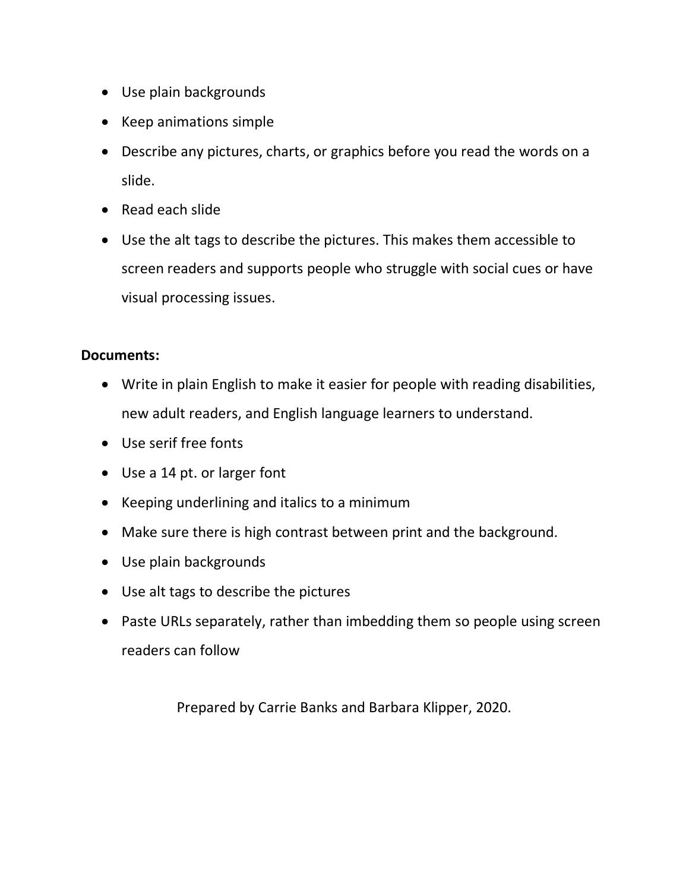- Use plain backgrounds
- Keep animations simple
- Describe any pictures, charts, or graphics before you read the words on a slide.
- Read each slide
- Use the alt tags to describe the pictures. This makes them accessible to screen readers and supports people who struggle with social cues or have visual processing issues.

**Documents:**

- Write in plain English to make it easier for people with reading disabilities, new adult readers, and English language learners to understand.
- Use serif free fonts
- Use a 14 pt. or larger font
- Keeping underlining and italics to a minimum
- Make sure there is high contrast between print and the background.
- Use plain backgrounds
- Use alt tags to describe the pictures
- Paste URLs separately, rather than imbedding them so people using screen readers can follow

Prepared by Carrie Banks and Barbara Klipper, 2020.